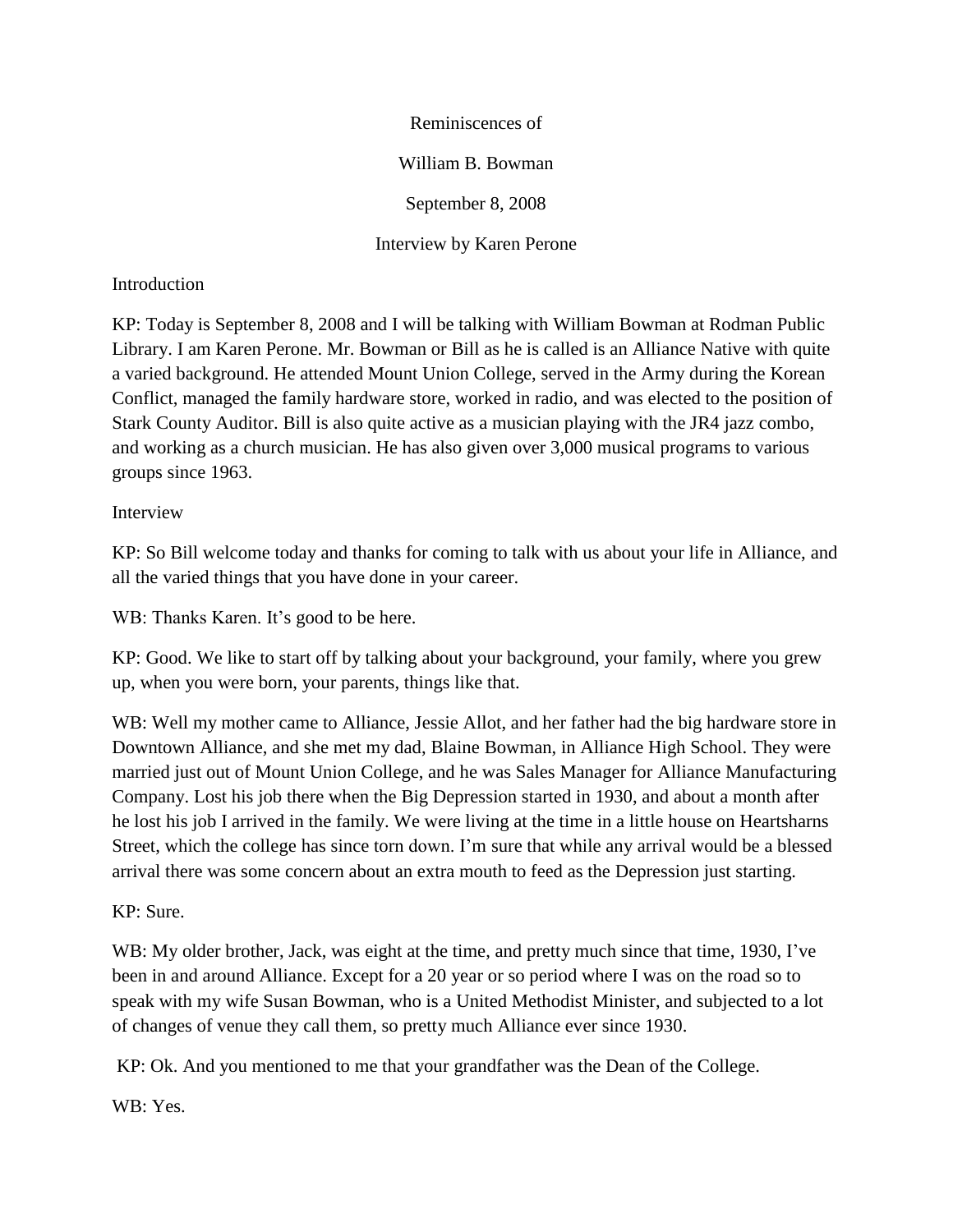Reminiscences of

William B. Bowman

September 8, 2008

Interview by Karen Perone

Introduction

KP: Today is September 8, 2008 and I will be talking with William Bowman at Rodman Public Library. I am Karen Perone. Mr. Bowman or Bill as he is called is an Alliance Native with quite a varied background. He attended Mount Union College, served in the Army during the Korean Conflict, managed the family hardware store, worked in radio, and was elected to the position of Stark County Auditor. Bill is also quite active as a musician playing with the JR4 jazz combo, and working as a church musician. He has also given over 3,000 musical programs to various groups since 1963.

Interview

KP: So Bill welcome today and thanks for coming to talk with us about your life in Alliance, and all the varied things that you have done in your career.

WB: Thanks Karen. It's good to be here.

KP: Good. We like to start off by talking about your background, your family, where you grew up, when you were born, your parents, things like that.

WB: Well my mother came to Alliance, Jessie Allot, and her father had the big hardware store in Downtown Alliance, and she met my dad, Blaine Bowman, in Alliance High School. They were married just out of Mount Union College, and he was Sales Manager for Alliance Manufacturing Company. Lost his job there when the Big Depression started in 1930, and about a month after he lost his job I arrived in the family. We were living at the time in a little house on Heartsharns Street, which the college has since torn down. I'm sure that while any arrival would be a blessed arrival there was some concern about an extra mouth to feed as the Depression just starting.

KP: Sure.

WB: My older brother, Jack, was eight at the time, and pretty much since that time, 1930, I've been in and around Alliance. Except for a 20 year or so period where I was on the road so to speak with my wife Susan Bowman, who is a United Methodist Minister, and subjected to a lot of changes of venue they call them, so pretty much Alliance ever since 1930.

KP: Ok. And you mentioned to me that your grandfather was the Dean of the College.

WB: Yes.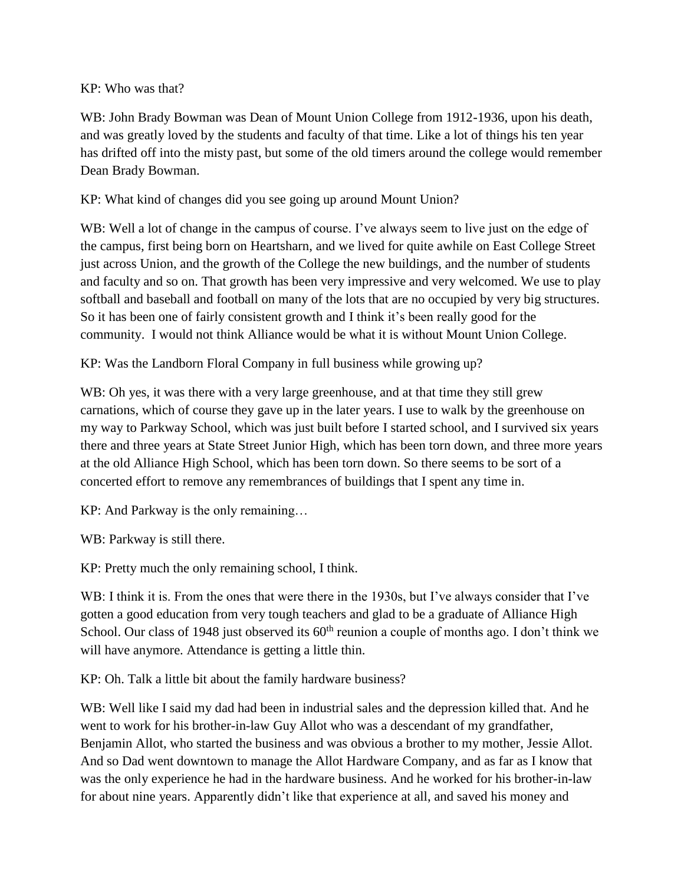KP: Who was that?

WB: John Brady Bowman was Dean of Mount Union College from 1912-1936, upon his death, and was greatly loved by the students and faculty of that time. Like a lot of things his ten year has drifted off into the misty past, but some of the old timers around the college would remember Dean Brady Bowman.

KP: What kind of changes did you see going up around Mount Union?

WB: Well a lot of change in the campus of course. I've always seem to live just on the edge of the campus, first being born on Heartsharn, and we lived for quite awhile on East College Street just across Union, and the growth of the College the new buildings, and the number of students and faculty and so on. That growth has been very impressive and very welcomed. We use to play softball and baseball and football on many of the lots that are no occupied by very big structures. So it has been one of fairly consistent growth and I think it's been really good for the community. I would not think Alliance would be what it is without Mount Union College.

KP: Was the Landborn Floral Company in full business while growing up?

WB: Oh yes, it was there with a very large greenhouse, and at that time they still grew carnations, which of course they gave up in the later years. I use to walk by the greenhouse on my way to Parkway School, which was just built before I started school, and I survived six years there and three years at State Street Junior High, which has been torn down, and three more years at the old Alliance High School, which has been torn down. So there seems to be sort of a concerted effort to remove any remembrances of buildings that I spent any time in.

KP: And Parkway is the only remaining…

WB: Parkway is still there.

KP: Pretty much the only remaining school, I think.

WB: I think it is. From the ones that were there in the 1930s, but I've always consider that I've gotten a good education from very tough teachers and glad to be a graduate of Alliance High School. Our class of 1948 just observed its 60th reunion a couple of months ago. I don't think we will have anymore. Attendance is getting a little thin.

KP: Oh. Talk a little bit about the family hardware business?

WB: Well like I said my dad had been in industrial sales and the depression killed that. And he went to work for his brother-in-law Guy Allot who was a descendant of my grandfather, Benjamin Allot, who started the business and was obvious a brother to my mother, Jessie Allot. And so Dad went downtown to manage the Allot Hardware Company, and as far as I know that was the only experience he had in the hardware business. And he worked for his brother-in-law for about nine years. Apparently didn't like that experience at all, and saved his money and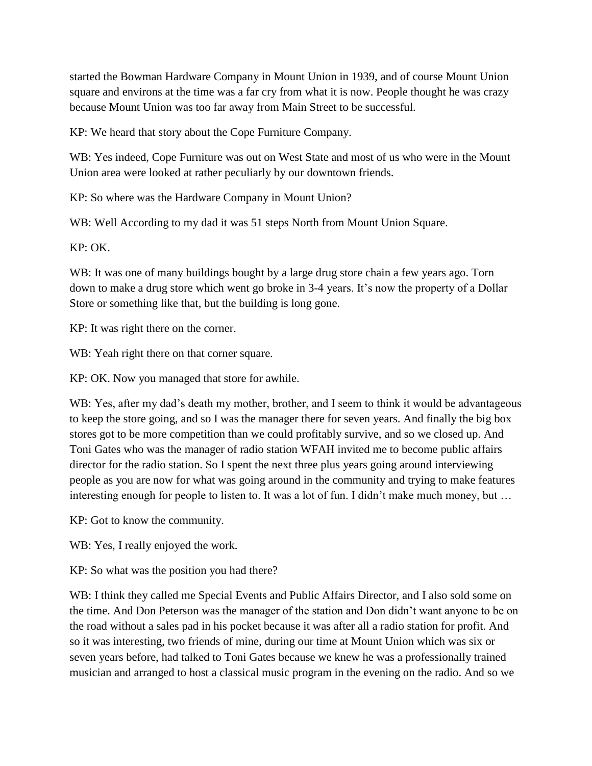started the Bowman Hardware Company in Mount Union in 1939, and of course Mount Union square and environs at the time was a far cry from what it is now. People thought he was crazy because Mount Union was too far away from Main Street to be successful.

KP: We heard that story about the Cope Furniture Company.

WB: Yes indeed, Cope Furniture was out on West State and most of us who were in the Mount Union area were looked at rather peculiarly by our downtown friends.

KP: So where was the Hardware Company in Mount Union?

WB: Well According to my dad it was 51 steps North from Mount Union Square.

KP: OK.

WB: It was one of many buildings bought by a large drug store chain a few years ago. Torn down to make a drug store which went go broke in 3-4 years. It's now the property of a Dollar Store or something like that, but the building is long gone.

KP: It was right there on the corner.

WB: Yeah right there on that corner square.

KP: OK. Now you managed that store for awhile.

WB: Yes, after my dad's death my mother, brother, and I seem to think it would be advantageous to keep the store going, and so I was the manager there for seven years. And finally the big box stores got to be more competition than we could profitably survive, and so we closed up. And Toni Gates who was the manager of radio station WFAH invited me to become public affairs director for the radio station. So I spent the next three plus years going around interviewing people as you are now for what was going around in the community and trying to make features interesting enough for people to listen to. It was a lot of fun. I didn't make much money, but …

KP: Got to know the community.

WB: Yes, I really enjoyed the work.

KP: So what was the position you had there?

WB: I think they called me Special Events and Public Affairs Director, and I also sold some on the time. And Don Peterson was the manager of the station and Don didn't want anyone to be on the road without a sales pad in his pocket because it was after all a radio station for profit. And so it was interesting, two friends of mine, during our time at Mount Union which was six or seven years before, had talked to Toni Gates because we knew he was a professionally trained musician and arranged to host a classical music program in the evening on the radio. And so we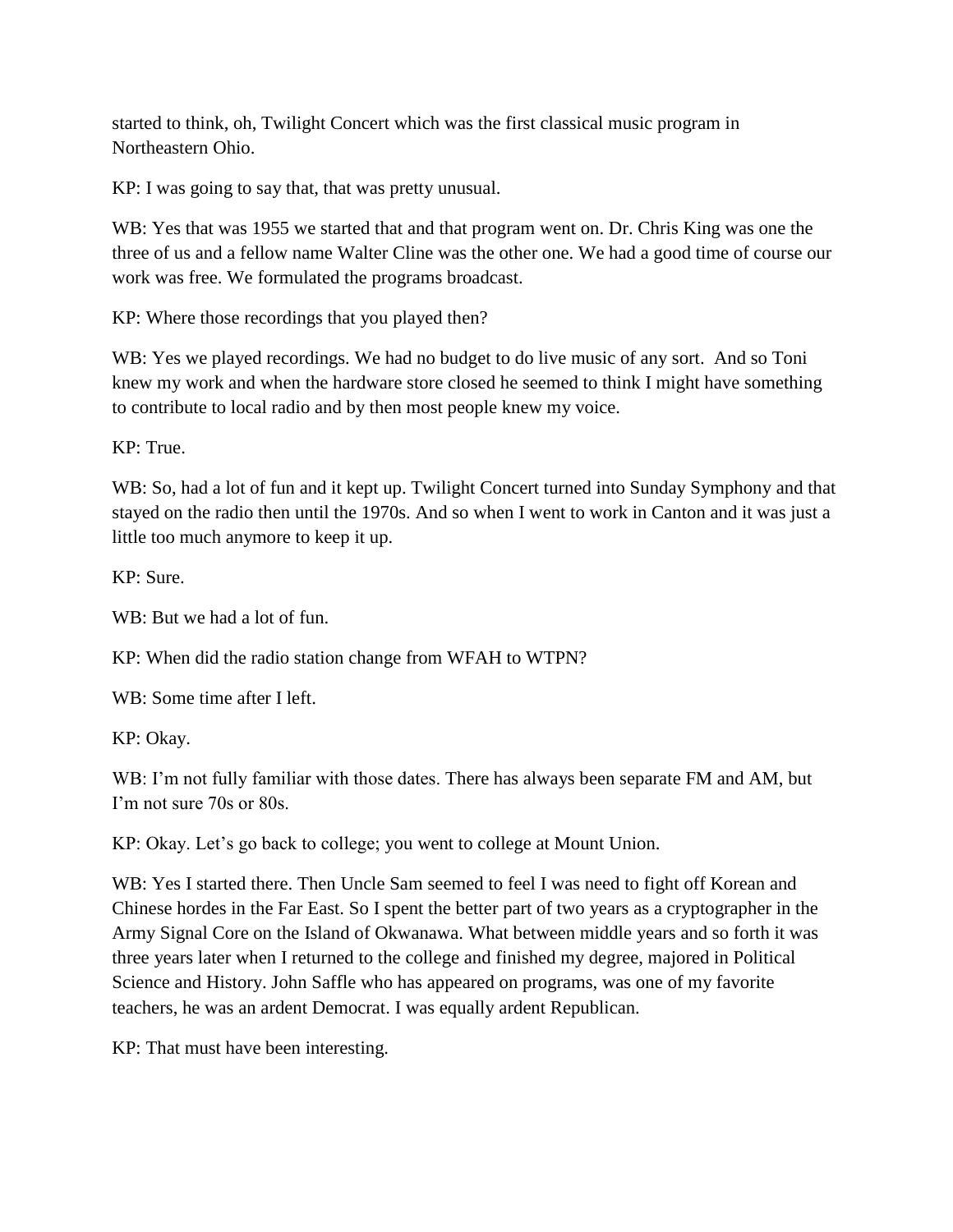started to think, oh, Twilight Concert which was the first classical music program in Northeastern Ohio.

KP: I was going to say that, that was pretty unusual.

WB: Yes that was 1955 we started that and that program went on. Dr. Chris King was one the three of us and a fellow name Walter Cline was the other one. We had a good time of course our work was free. We formulated the programs broadcast.

KP: Where those recordings that you played then?

WB: Yes we played recordings. We had no budget to do live music of any sort. And so Toni knew my work and when the hardware store closed he seemed to think I might have something to contribute to local radio and by then most people knew my voice.

KP: True.

WB: So, had a lot of fun and it kept up. Twilight Concert turned into Sunday Symphony and that stayed on the radio then until the 1970s. And so when I went to work in Canton and it was just a little too much anymore to keep it up.

KP: Sure.

WB: But we had a lot of fun.

KP: When did the radio station change from WFAH to WTPN?

WB: Some time after I left.

KP: Okay.

WB: I'm not fully familiar with those dates. There has always been separate FM and AM, but I'm not sure 70s or 80s.

KP: Okay. Let's go back to college; you went to college at Mount Union.

WB: Yes I started there. Then Uncle Sam seemed to feel I was need to fight off Korean and Chinese hordes in the Far East. So I spent the better part of two years as a cryptographer in the Army Signal Core on the Island of Okwanawa. What between middle years and so forth it was three years later when I returned to the college and finished my degree, majored in Political Science and History. John Saffle who has appeared on programs, was one of my favorite teachers, he was an ardent Democrat. I was equally ardent Republican.

KP: That must have been interesting.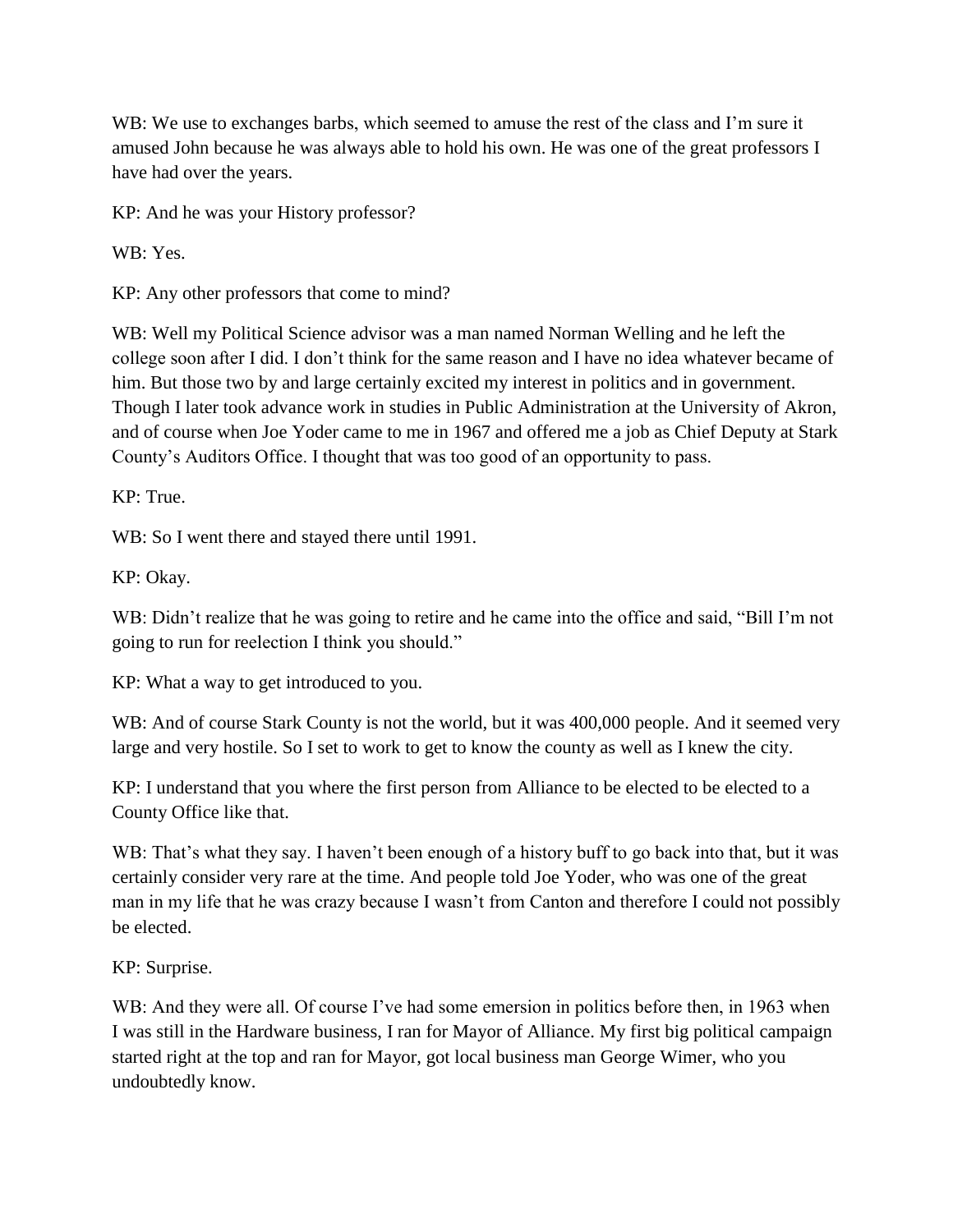WB: We use to exchanges barbs, which seemed to amuse the rest of the class and I'm sure it amused John because he was always able to hold his own. He was one of the great professors I have had over the years.

KP: And he was your History professor?

WB: Yes.

KP: Any other professors that come to mind?

WB: Well my Political Science advisor was a man named Norman Welling and he left the college soon after I did. I don't think for the same reason and I have no idea whatever became of him. But those two by and large certainly excited my interest in politics and in government. Though I later took advance work in studies in Public Administration at the University of Akron, and of course when Joe Yoder came to me in 1967 and offered me a job as Chief Deputy at Stark County's Auditors Office. I thought that was too good of an opportunity to pass.

KP: True.

WB: So I went there and stayed there until 1991.

KP: Okay.

WB: Didn't realize that he was going to retire and he came into the office and said, "Bill I'm not going to run for reelection I think you should."

KP: What a way to get introduced to you.

WB: And of course Stark County is not the world, but it was 400,000 people. And it seemed very large and very hostile. So I set to work to get to know the county as well as I knew the city.

KP: I understand that you where the first person from Alliance to be elected to be elected to a County Office like that.

WB: That's what they say. I haven't been enough of a history buff to go back into that, but it was certainly consider very rare at the time. And people told Joe Yoder, who was one of the great man in my life that he was crazy because I wasn't from Canton and therefore I could not possibly be elected.

KP: Surprise.

WB: And they were all. Of course I've had some emersion in politics before then, in 1963 when I was still in the Hardware business, I ran for Mayor of Alliance. My first big political campaign started right at the top and ran for Mayor, got local business man George Wimer, who you undoubtedly know.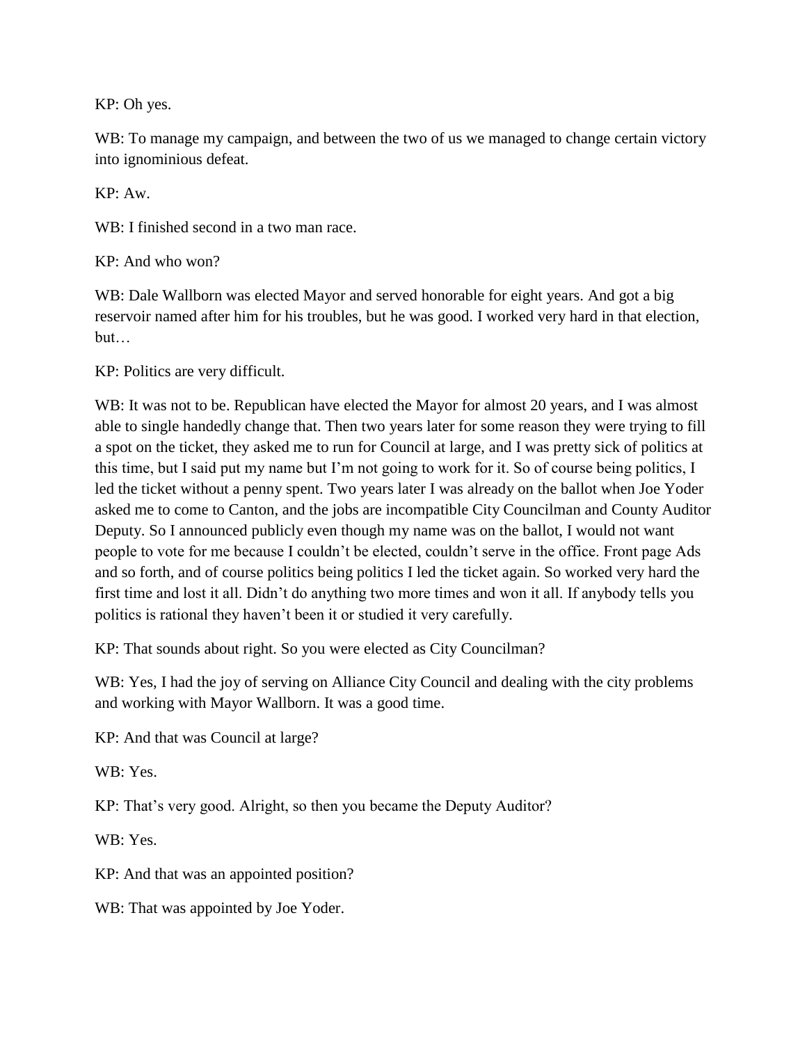KP: Oh yes.

WB: To manage my campaign, and between the two of us we managed to change certain victory into ignominious defeat.

KP: Aw.

WB: I finished second in a two man race.

KP: And who won?

WB: Dale Wallborn was elected Mayor and served honorable for eight years. And got a big reservoir named after him for his troubles, but he was good. I worked very hard in that election, but…

KP: Politics are very difficult.

WB: It was not to be. Republican have elected the Mayor for almost 20 years, and I was almost able to single handedly change that. Then two years later for some reason they were trying to fill a spot on the ticket, they asked me to run for Council at large, and I was pretty sick of politics at this time, but I said put my name but I'm not going to work for it. So of course being politics, I led the ticket without a penny spent. Two years later I was already on the ballot when Joe Yoder asked me to come to Canton, and the jobs are incompatible City Councilman and County Auditor Deputy. So I announced publicly even though my name was on the ballot, I would not want people to vote for me because I couldn't be elected, couldn't serve in the office. Front page Ads and so forth, and of course politics being politics I led the ticket again. So worked very hard the first time and lost it all. Didn't do anything two more times and won it all. If anybody tells you politics is rational they haven't been it or studied it very carefully.

KP: That sounds about right. So you were elected as City Councilman?

WB: Yes, I had the joy of serving on Alliance City Council and dealing with the city problems and working with Mayor Wallborn. It was a good time.

KP: And that was Council at large?

WB: Yes.

KP: That's very good. Alright, so then you became the Deputy Auditor?

WB: Yes.

KP: And that was an appointed position?

WB: That was appointed by Joe Yoder.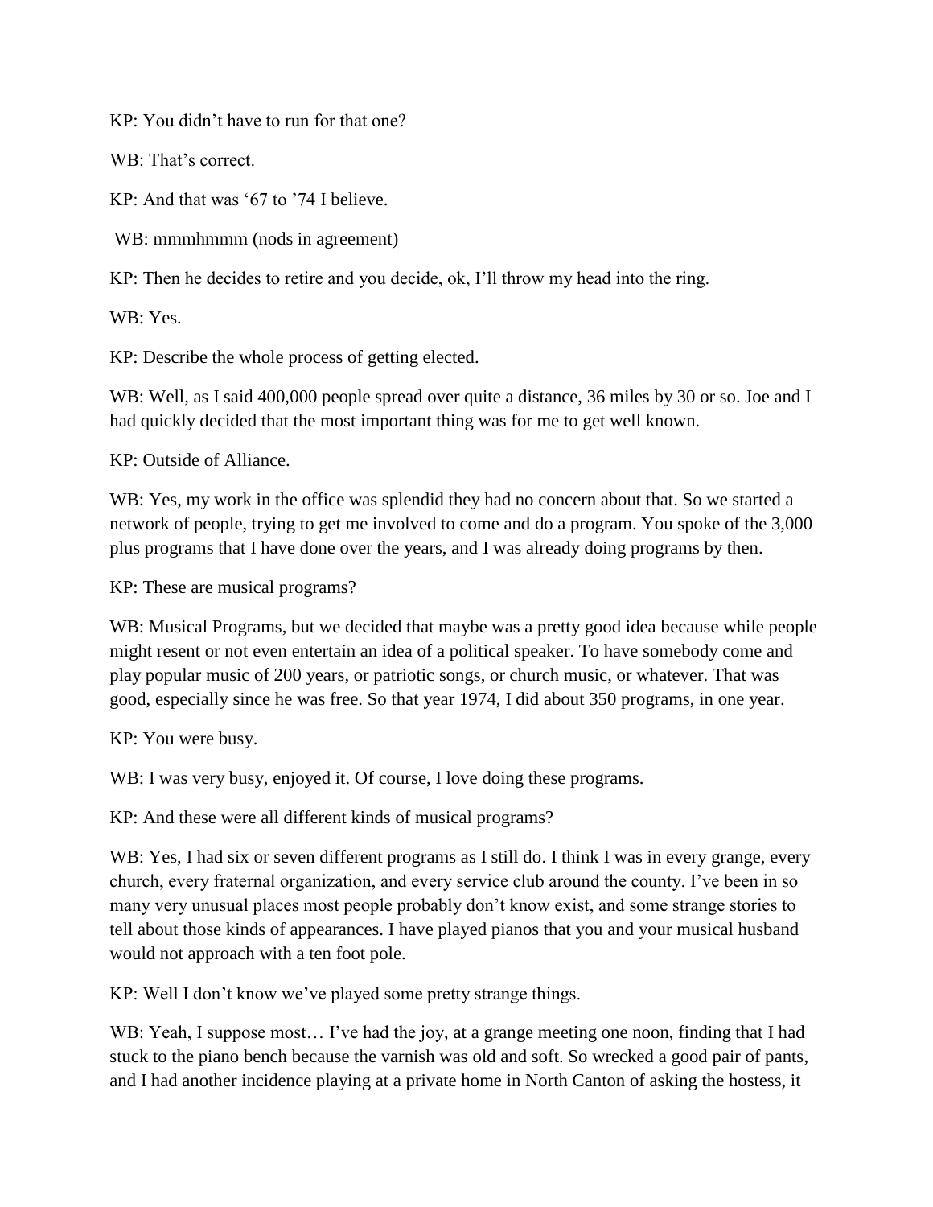KP: You didn't have to run for that one?

WB: That's correct.

KP: And that was '67 to '74 I believe.

WB: mmmhmmm (nods in agreement)

KP: Then he decides to retire and you decide, ok, I'll throw my head into the ring.

WB: Yes.

KP: Describe the whole process of getting elected.

WB: Well, as I said 400,000 people spread over quite a distance, 36 miles by 30 or so. Joe and I had quickly decided that the most important thing was for me to get well known.

KP: Outside of Alliance.

WB: Yes, my work in the office was splendid they had no concern about that. So we started a network of people, trying to get me involved to come and do a program. You spoke of the 3,000 plus programs that I have done over the years, and I was already doing programs by then.

KP: These are musical programs?

WB: Musical Programs, but we decided that maybe was a pretty good idea because while people might resent or not even entertain an idea of a political speaker. To have somebody come and play popular music of 200 years, or patriotic songs, or church music, or whatever. That was good, especially since he was free. So that year 1974, I did about 350 programs, in one year.

KP: You were busy.

WB: I was very busy, enjoyed it. Of course, I love doing these programs.

KP: And these were all different kinds of musical programs?

WB: Yes, I had six or seven different programs as I still do. I think I was in every grange, every church, every fraternal organization, and every service club around the county. I've been in so many very unusual places most people probably don't know exist, and some strange stories to tell about those kinds of appearances. I have played pianos that you and your musical husband would not approach with a ten foot pole.

KP: Well I don't know we've played some pretty strange things.

WB: Yeah, I suppose most… I've had the joy, at a grange meeting one noon, finding that I had stuck to the piano bench because the varnish was old and soft. So wrecked a good pair of pants, and I had another incidence playing at a private home in North Canton of asking the hostess, it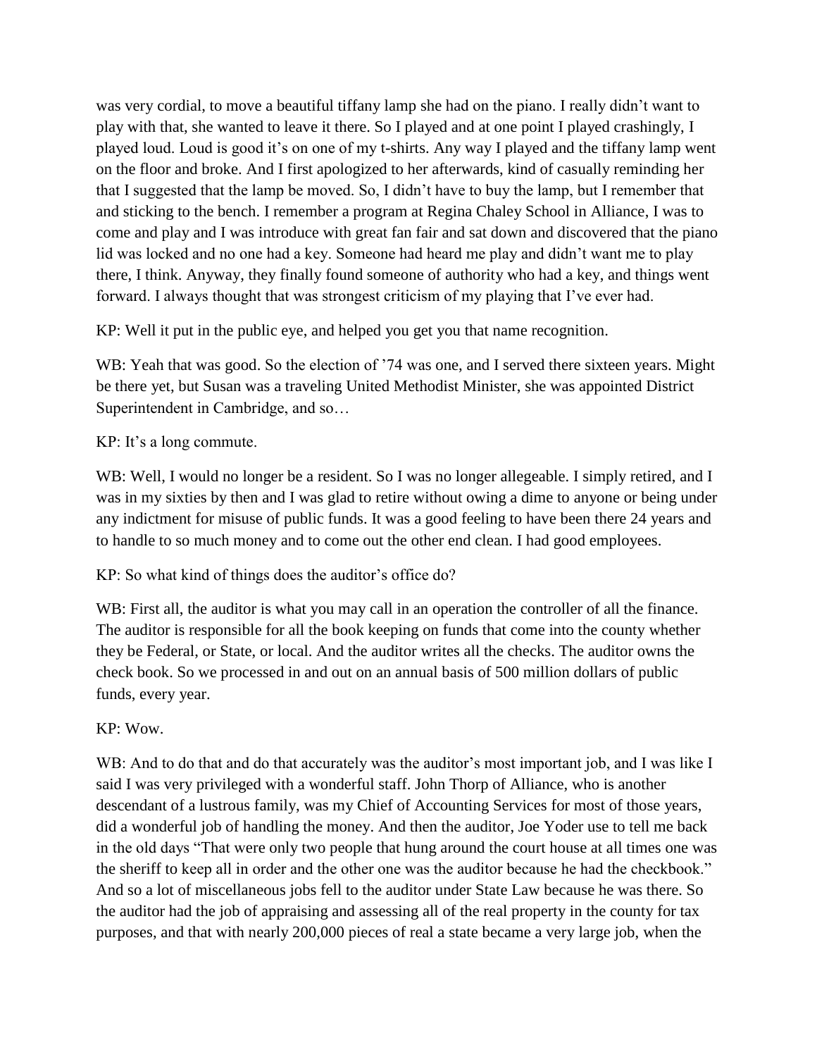was very cordial, to move a beautiful tiffany lamp she had on the piano. I really didn't want to play with that, she wanted to leave it there. So I played and at one point I played crashingly, I played loud. Loud is good it's on one of my t-shirts. Any way I played and the tiffany lamp went on the floor and broke. And I first apologized to her afterwards, kind of casually reminding her that I suggested that the lamp be moved. So, I didn't have to buy the lamp, but I remember that and sticking to the bench. I remember a program at Regina Chaley School in Alliance, I was to come and play and I was introduce with great fan fair and sat down and discovered that the piano lid was locked and no one had a key. Someone had heard me play and didn't want me to play there, I think. Anyway, they finally found someone of authority who had a key, and things went forward. I always thought that was strongest criticism of my playing that I've ever had.

KP: Well it put in the public eye, and helped you get you that name recognition.

WB: Yeah that was good. So the election of '74 was one, and I served there sixteen years. Might be there yet, but Susan was a traveling United Methodist Minister, she was appointed District Superintendent in Cambridge, and so…

KP: It's a long commute.

WB: Well, I would no longer be a resident. So I was no longer allegeable. I simply retired, and I was in my sixties by then and I was glad to retire without owing a dime to anyone or being under any indictment for misuse of public funds. It was a good feeling to have been there 24 years and to handle to so much money and to come out the other end clean. I had good employees.

KP: So what kind of things does the auditor's office do?

WB: First all, the auditor is what you may call in an operation the controller of all the finance. The auditor is responsible for all the book keeping on funds that come into the county whether they be Federal, or State, or local. And the auditor writes all the checks. The auditor owns the check book. So we processed in and out on an annual basis of 500 million dollars of public funds, every year.

KP: Wow.

WB: And to do that and do that accurately was the auditor's most important job, and I was like I said I was very privileged with a wonderful staff. John Thorp of Alliance, who is another descendant of a lustrous family, was my Chief of Accounting Services for most of those years, did a wonderful job of handling the money. And then the auditor, Joe Yoder use to tell me back in the old days "That were only two people that hung around the court house at all times one was the sheriff to keep all in order and the other one was the auditor because he had the checkbook." And so a lot of miscellaneous jobs fell to the auditor under State Law because he was there. So the auditor had the job of appraising and assessing all of the real property in the county for tax purposes, and that with nearly 200,000 pieces of real a state became a very large job, when the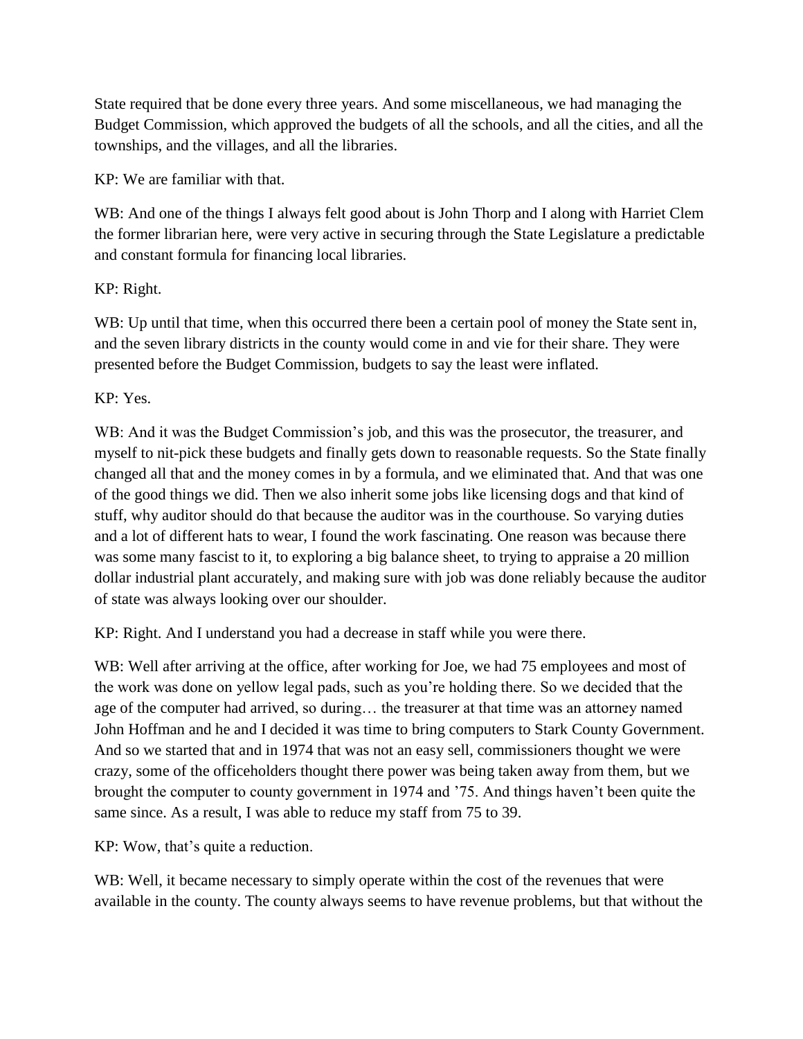State required that be done every three years. And some miscellaneous, we had managing the Budget Commission, which approved the budgets of all the schools, and all the cities, and all the townships, and the villages, and all the libraries.

KP: We are familiar with that.

WB: And one of the things I always felt good about is John Thorp and I along with Harriet Clem the former librarian here, were very active in securing through the State Legislature a predictable and constant formula for financing local libraries.

KP: Right.

WB: Up until that time, when this occurred there been a certain pool of money the State sent in, and the seven library districts in the county would come in and vie for their share. They were presented before the Budget Commission, budgets to say the least were inflated.

KP: Yes.

WB: And it was the Budget Commission's job, and this was the prosecutor, the treasurer, and myself to nit-pick these budgets and finally gets down to reasonable requests. So the State finally changed all that and the money comes in by a formula, and we eliminated that. And that was one of the good things we did. Then we also inherit some jobs like licensing dogs and that kind of stuff, why auditor should do that because the auditor was in the courthouse. So varying duties and a lot of different hats to wear, I found the work fascinating. One reason was because there was some many fascist to it, to exploring a big balance sheet, to trying to appraise a 20 million dollar industrial plant accurately, and making sure with job was done reliably because the auditor of state was always looking over our shoulder.

KP: Right. And I understand you had a decrease in staff while you were there.

WB: Well after arriving at the office, after working for Joe, we had 75 employees and most of the work was done on yellow legal pads, such as you're holding there. So we decided that the age of the computer had arrived, so during… the treasurer at that time was an attorney named John Hoffman and he and I decided it was time to bring computers to Stark County Government. And so we started that and in 1974 that was not an easy sell, commissioners thought we were crazy, some of the officeholders thought there power was being taken away from them, but we brought the computer to county government in 1974 and '75. And things haven't been quite the same since. As a result, I was able to reduce my staff from 75 to 39.

KP: Wow, that's quite a reduction.

WB: Well, it became necessary to simply operate within the cost of the revenues that were available in the county. The county always seems to have revenue problems, but that without the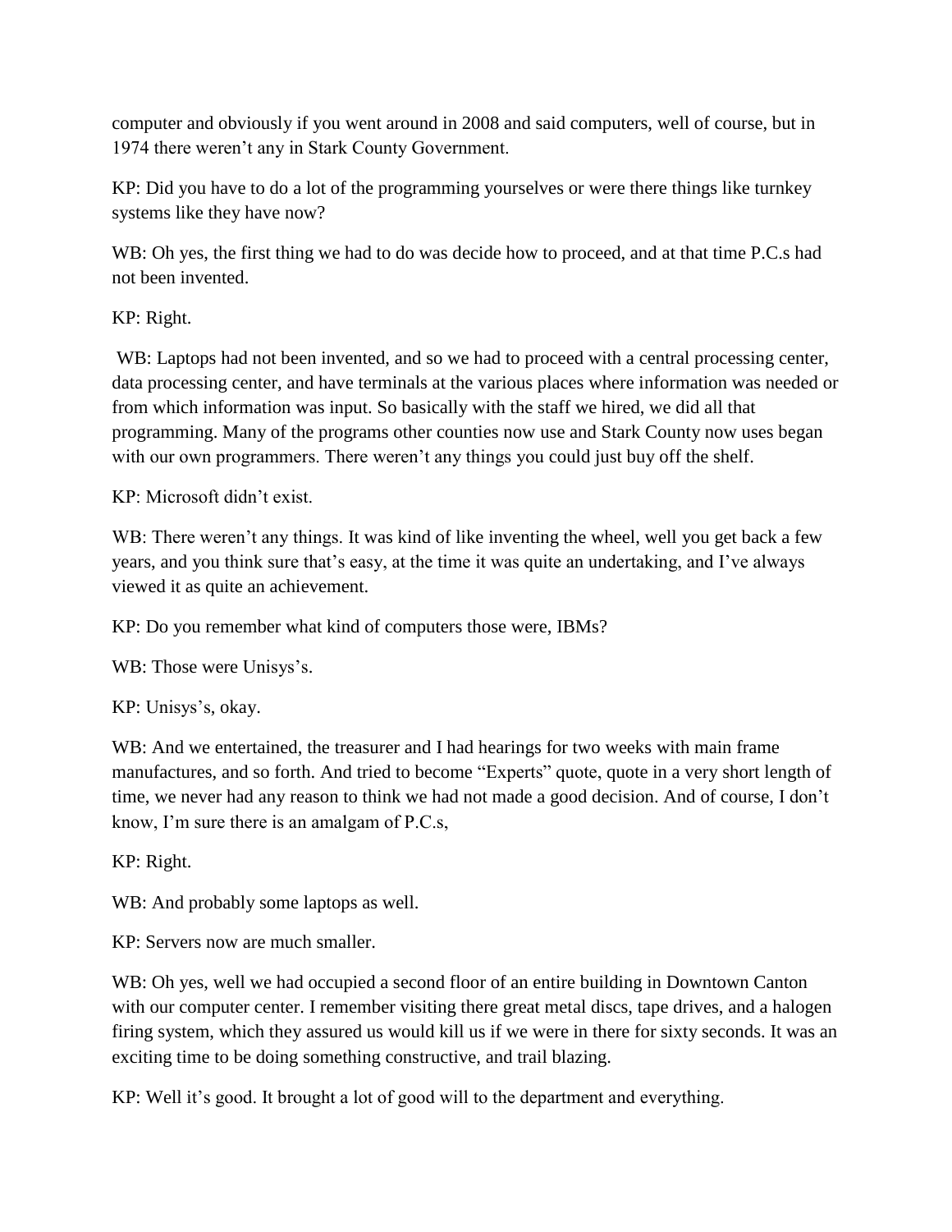computer and obviously if you went around in 2008 and said computers, well of course, but in 1974 there weren't any in Stark County Government.

KP: Did you have to do a lot of the programming yourselves or were there things like turnkey systems like they have now?

WB: Oh yes, the first thing we had to do was decide how to proceed, and at that time P.C.s had not been invented.

KP: Right.

WB: Laptops had not been invented, and so we had to proceed with a central processing center, data processing center, and have terminals at the various places where information was needed or from which information was input. So basically with the staff we hired, we did all that programming. Many of the programs other counties now use and Stark County now uses began with our own programmers. There weren't any things you could just buy off the shelf.

KP: Microsoft didn't exist.

WB: There weren't any things. It was kind of like inventing the wheel, well you get back a few years, and you think sure that's easy, at the time it was quite an undertaking, and I've always viewed it as quite an achievement.

KP: Do you remember what kind of computers those were, IBMs?

WB: Those were Unisys's.

KP: Unisys's, okay.

WB: And we entertained, the treasurer and I had hearings for two weeks with main frame manufactures, and so forth. And tried to become "Experts" quote, quote in a very short length of time, we never had any reason to think we had not made a good decision. And of course, I don't know, I'm sure there is an amalgam of P.C.s,

KP: Right.

WB: And probably some laptops as well.

KP: Servers now are much smaller.

WB: Oh yes, well we had occupied a second floor of an entire building in Downtown Canton with our computer center. I remember visiting there great metal discs, tape drives, and a halogen firing system, which they assured us would kill us if we were in there for sixty seconds. It was an exciting time to be doing something constructive, and trail blazing.

KP: Well it's good. It brought a lot of good will to the department and everything.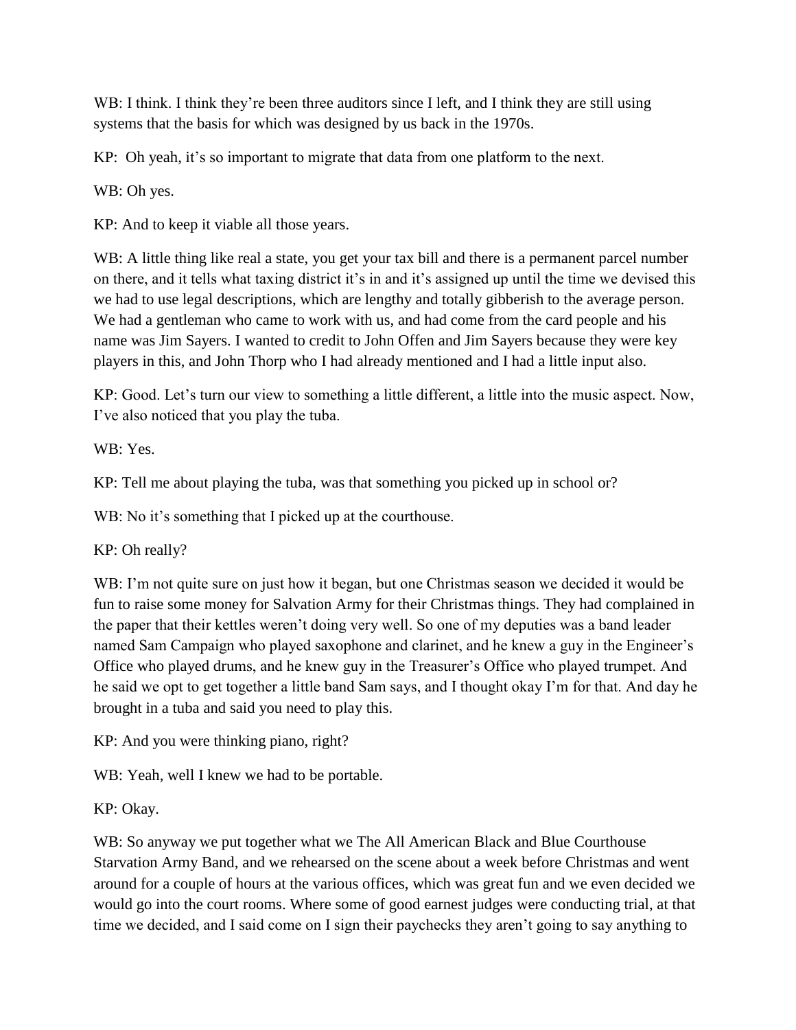WB: I think. I think they're been three auditors since I left, and I think they are still using systems that the basis for which was designed by us back in the 1970s.

KP: Oh yeah, it's so important to migrate that data from one platform to the next.

WB: Oh yes.

KP: And to keep it viable all those years.

WB: A little thing like real a state, you get your tax bill and there is a permanent parcel number on there, and it tells what taxing district it's in and it's assigned up until the time we devised this we had to use legal descriptions, which are lengthy and totally gibberish to the average person. We had a gentleman who came to work with us, and had come from the card people and his name was Jim Sayers. I wanted to credit to John Offen and Jim Sayers because they were key players in this, and John Thorp who I had already mentioned and I had a little input also.

KP: Good. Let's turn our view to something a little different, a little into the music aspect. Now, I've also noticed that you play the tuba.

WB: Yes.

KP: Tell me about playing the tuba, was that something you picked up in school or?

WB: No it's something that I picked up at the courthouse.

KP: Oh really?

WB: I'm not quite sure on just how it began, but one Christmas season we decided it would be fun to raise some money for Salvation Army for their Christmas things. They had complained in the paper that their kettles weren't doing very well. So one of my deputies was a band leader named Sam Campaign who played saxophone and clarinet, and he knew a guy in the Engineer's Office who played drums, and he knew guy in the Treasurer's Office who played trumpet. And he said we opt to get together a little band Sam says, and I thought okay I'm for that. And day he brought in a tuba and said you need to play this.

KP: And you were thinking piano, right?

WB: Yeah, well I knew we had to be portable.

KP: Okay.

WB: So anyway we put together what we The All American Black and Blue Courthouse Starvation Army Band, and we rehearsed on the scene about a week before Christmas and went around for a couple of hours at the various offices, which was great fun and we even decided we would go into the court rooms. Where some of good earnest judges were conducting trial, at that time we decided, and I said come on I sign their paychecks they aren't going to say anything to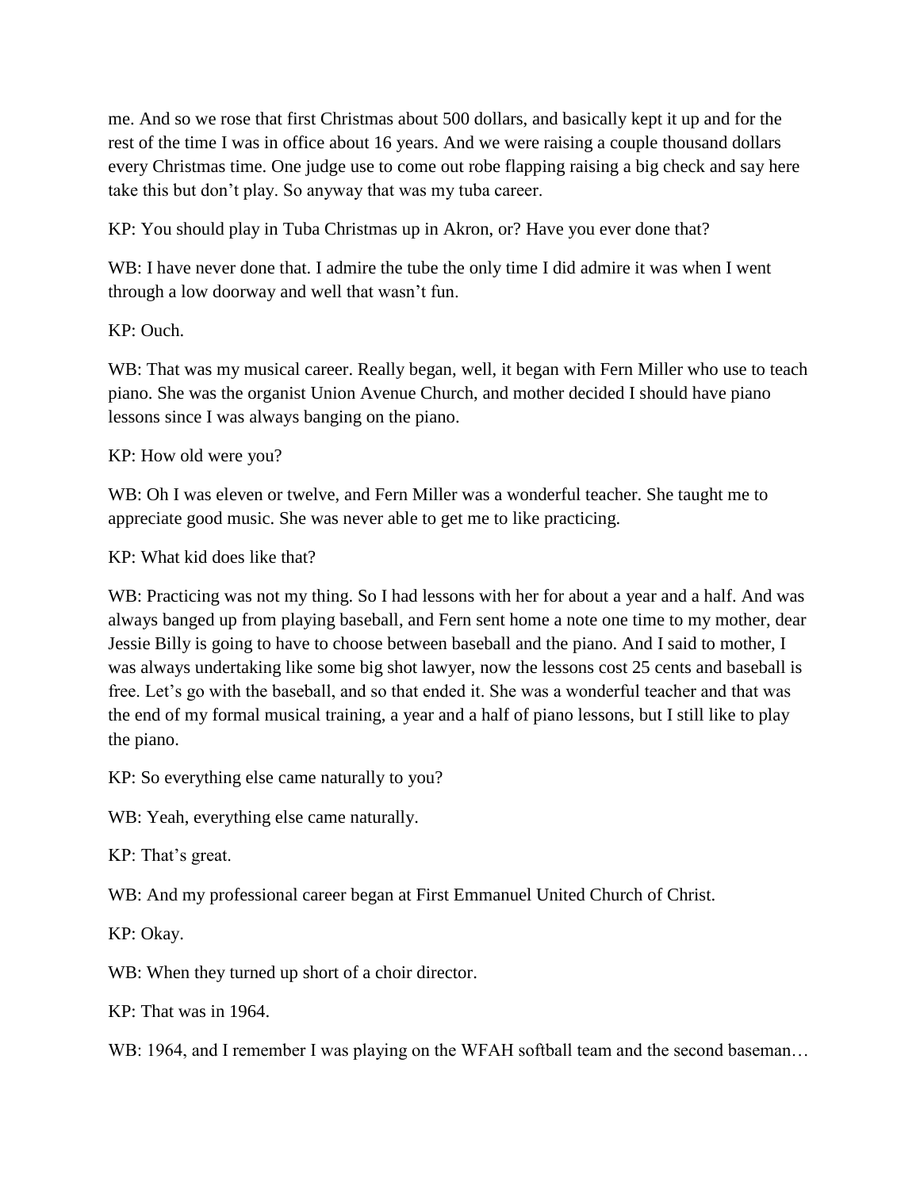me. And so we rose that first Christmas about 500 dollars, and basically kept it up and for the rest of the time I was in office about 16 years. And we were raising a couple thousand dollars every Christmas time. One judge use to come out robe flapping raising a big check and say here take this but don't play. So anyway that was my tuba career.

KP: You should play in Tuba Christmas up in Akron, or? Have you ever done that?

WB: I have never done that. I admire the tube the only time I did admire it was when I went through a low doorway and well that wasn't fun.

KP: Ouch.

WB: That was my musical career. Really began, well, it began with Fern Miller who use to teach piano. She was the organist Union Avenue Church, and mother decided I should have piano lessons since I was always banging on the piano.

KP: How old were you?

WB: Oh I was eleven or twelve, and Fern Miller was a wonderful teacher. She taught me to appreciate good music. She was never able to get me to like practicing.

KP: What kid does like that?

WB: Practicing was not my thing. So I had lessons with her for about a year and a half. And was always banged up from playing baseball, and Fern sent home a note one time to my mother, dear Jessie Billy is going to have to choose between baseball and the piano. And I said to mother, I was always undertaking like some big shot lawyer, now the lessons cost 25 cents and baseball is free. Let's go with the baseball, and so that ended it. She was a wonderful teacher and that was the end of my formal musical training, a year and a half of piano lessons, but I still like to play the piano.

KP: So everything else came naturally to you?

WB: Yeah, everything else came naturally.

KP: That's great.

WB: And my professional career began at First Emmanuel United Church of Christ.

KP: Okay.

WB: When they turned up short of a choir director.

KP: That was in 1964.

WB: 1964, and I remember I was playing on the WFAH softball team and the second baseman…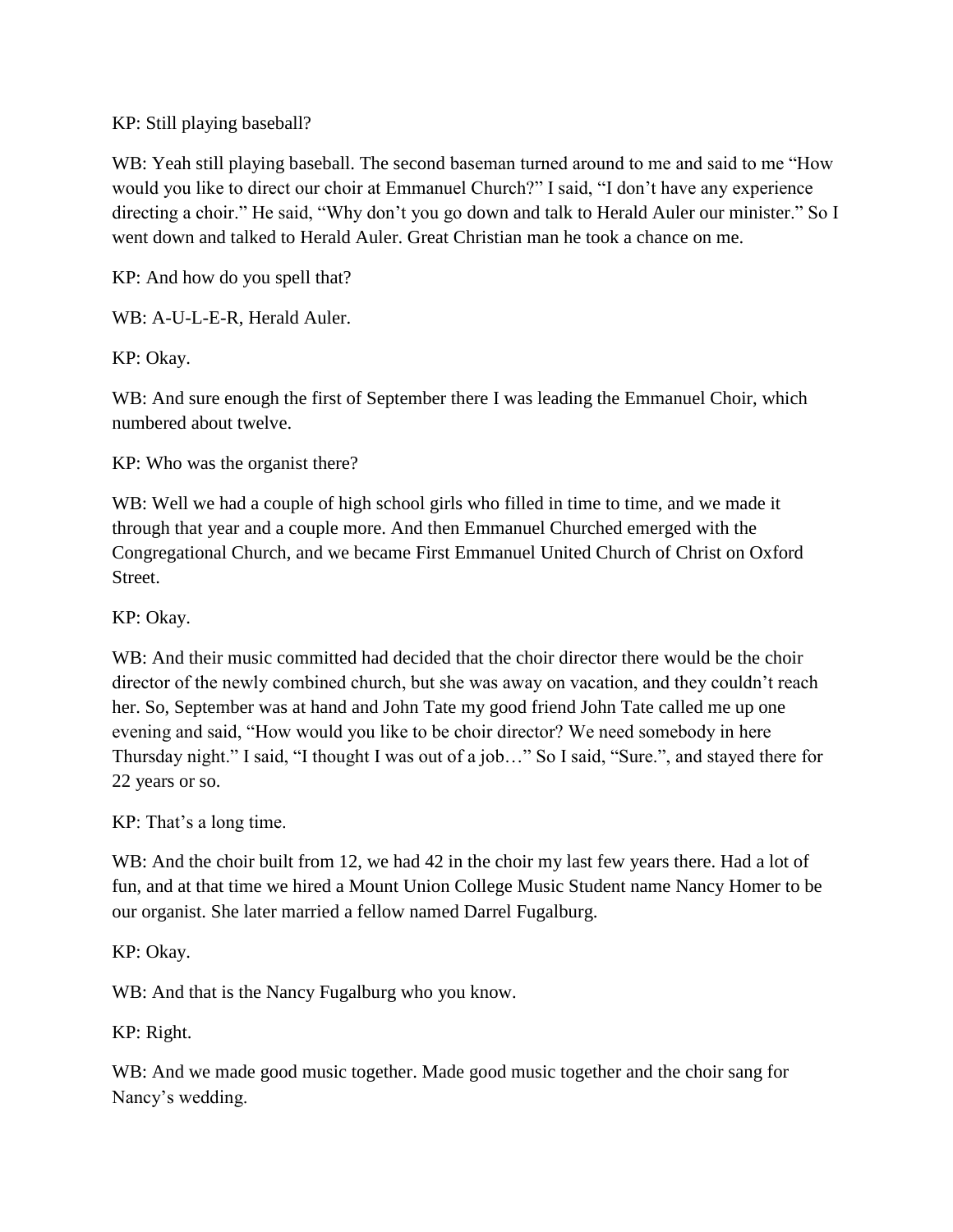KP: Still playing baseball?

WB: Yeah still playing baseball. The second baseman turned around to me and said to me "How would you like to direct our choir at Emmanuel Church?" I said, "I don't have any experience directing a choir." He said, "Why don't you go down and talk to Herald Auler our minister." So I went down and talked to Herald Auler. Great Christian man he took a chance on me.

KP: And how do you spell that?

WB: A-U-L-E-R, Herald Auler.

KP: Okay.

WB: And sure enough the first of September there I was leading the Emmanuel Choir, which numbered about twelve.

KP: Who was the organist there?

WB: Well we had a couple of high school girls who filled in time to time, and we made it through that year and a couple more. And then Emmanuel Churched emerged with the Congregational Church, and we became First Emmanuel United Church of Christ on Oxford Street.

KP: Okay.

WB: And their music committed had decided that the choir director there would be the choir director of the newly combined church, but she was away on vacation, and they couldn't reach her. So, September was at hand and John Tate my good friend John Tate called me up one evening and said, "How would you like to be choir director? We need somebody in here Thursday night." I said, "I thought I was out of a job…" So I said, "Sure.", and stayed there for 22 years or so.

KP: That's a long time.

WB: And the choir built from 12, we had 42 in the choir my last few years there. Had a lot of fun, and at that time we hired a Mount Union College Music Student name Nancy Homer to be our organist. She later married a fellow named Darrel Fugalburg.

KP: Okay.

WB: And that is the Nancy Fugalburg who you know.

KP: Right.

WB: And we made good music together. Made good music together and the choir sang for Nancy's wedding.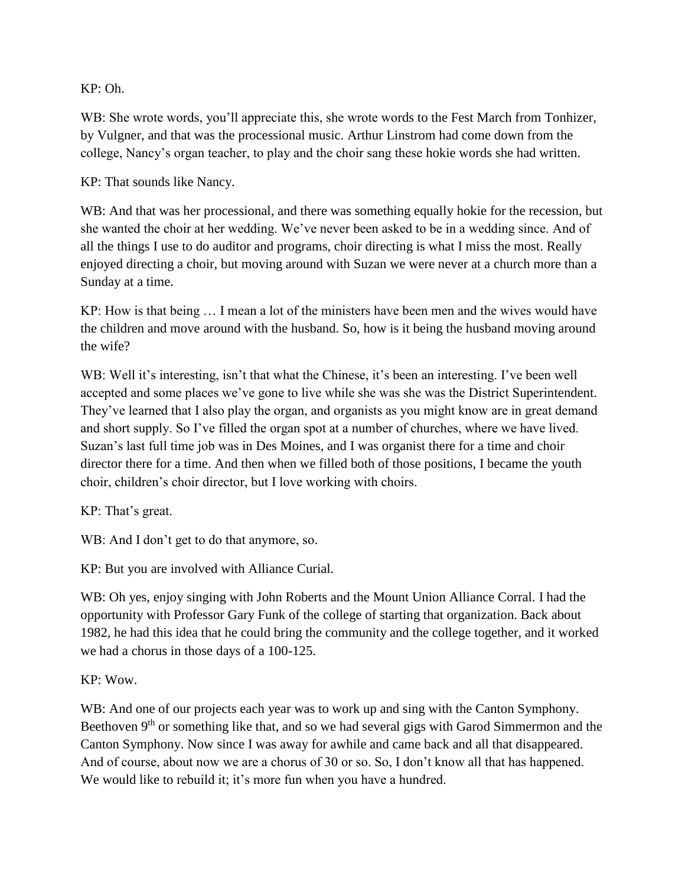KP: Oh.

WB: She wrote words, you'll appreciate this, she wrote words to the Fest March from Tonhizer, by Vulgner, and that was the processional music. Arthur Linstrom had come down from the college, Nancy's organ teacher, to play and the choir sang these hokie words she had written.

KP: That sounds like Nancy.

WB: And that was her processional, and there was something equally hokie for the recession, but she wanted the choir at her wedding. We've never been asked to be in a wedding since. And of all the things I use to do auditor and programs, choir directing is what I miss the most. Really enjoyed directing a choir, but moving around with Suzan we were never at a church more than a Sunday at a time.

KP: How is that being … I mean a lot of the ministers have been men and the wives would have the children and move around with the husband. So, how is it being the husband moving around the wife?

WB: Well it's interesting, isn't that what the Chinese, it's been an interesting. I've been well accepted and some places we've gone to live while she was she was the District Superintendent. They've learned that I also play the organ, and organists as you might know are in great demand and short supply. So I've filled the organ spot at a number of churches, where we have lived. Suzan's last full time job was in Des Moines, and I was organist there for a time and choir director there for a time. And then when we filled both of those positions, I became the youth choir, children's choir director, but I love working with choirs.

KP: That's great.

WB: And I don't get to do that anymore, so.

KP: But you are involved with Alliance Curial.

WB: Oh yes, enjoy singing with John Roberts and the Mount Union Alliance Corral. I had the opportunity with Professor Gary Funk of the college of starting that organization. Back about 1982, he had this idea that he could bring the community and the college together, and it worked we had a chorus in those days of a 100-125.

KP: Wow.

WB: And one of our projects each year was to work up and sing with the Canton Symphony. Beethoven 9th or something like that, and so we had several gigs with Garod Simmermon and the Canton Symphony. Now since I was away for awhile and came back and all that disappeared. And of course, about now we are a chorus of 30 or so. So, I don't know all that has happened. We would like to rebuild it; it's more fun when you have a hundred.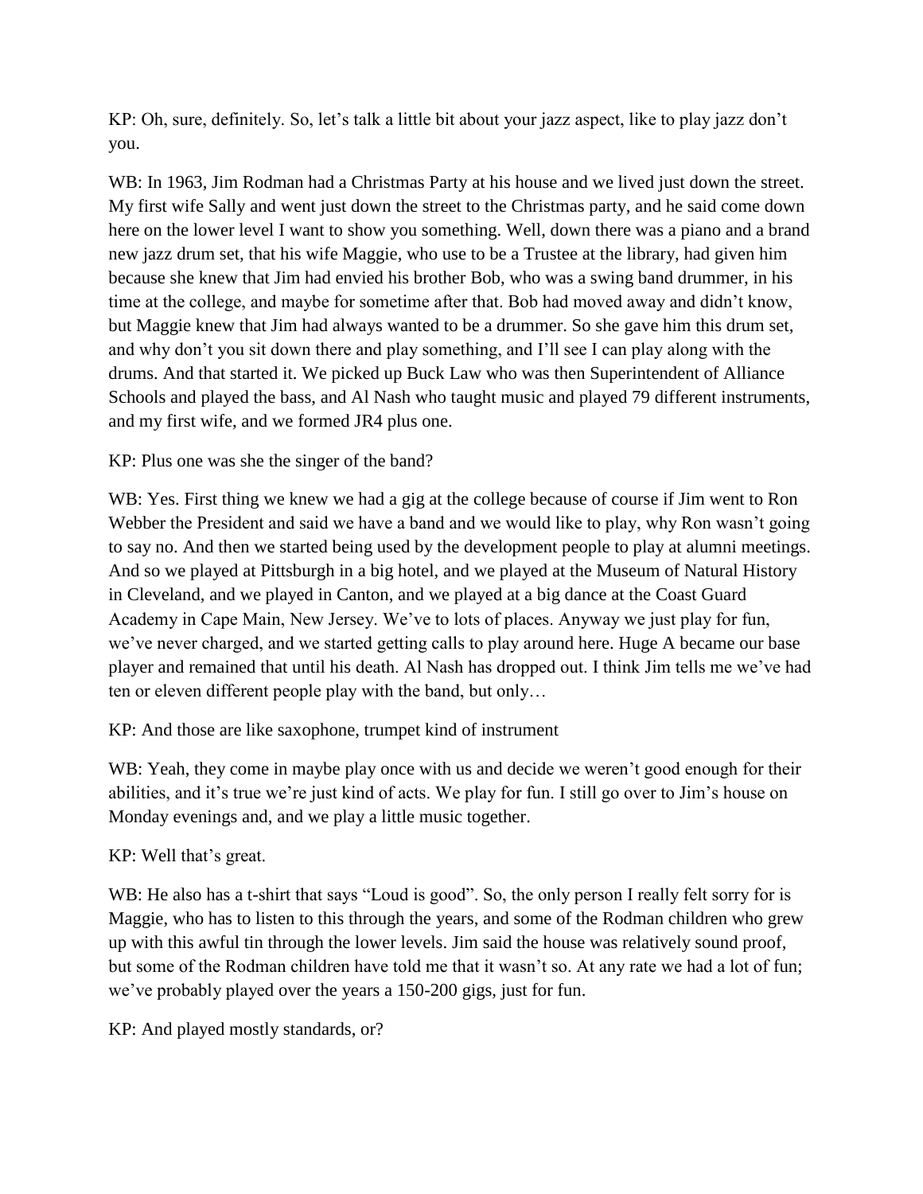KP: Oh, sure, definitely. So, let's talk a little bit about your jazz aspect, like to play jazz don't you.

WB: In 1963, Jim Rodman had a Christmas Party at his house and we lived just down the street. My first wife Sally and went just down the street to the Christmas party, and he said come down here on the lower level I want to show you something. Well, down there was a piano and a brand new jazz drum set, that his wife Maggie, who use to be a Trustee at the library, had given him because she knew that Jim had envied his brother Bob, who was a swing band drummer, in his time at the college, and maybe for sometime after that. Bob had moved away and didn't know, but Maggie knew that Jim had always wanted to be a drummer. So she gave him this drum set, and why don't you sit down there and play something, and I'll see I can play along with the drums. And that started it. We picked up Buck Law who was then Superintendent of Alliance Schools and played the bass, and Al Nash who taught music and played 79 different instruments, and my first wife, and we formed JR4 plus one.

KP: Plus one was she the singer of the band?

WB: Yes. First thing we knew we had a gig at the college because of course if Jim went to Ron Webber the President and said we have a band and we would like to play, why Ron wasn't going to say no. And then we started being used by the development people to play at alumni meetings. And so we played at Pittsburgh in a big hotel, and we played at the Museum of Natural History in Cleveland, and we played in Canton, and we played at a big dance at the Coast Guard Academy in Cape Main, New Jersey. We've to lots of places. Anyway we just play for fun, we've never charged, and we started getting calls to play around here. Huge A became our base player and remained that until his death. Al Nash has dropped out. I think Jim tells me we've had ten or eleven different people play with the band, but only…

KP: And those are like saxophone, trumpet kind of instrument

WB: Yeah, they come in maybe play once with us and decide we weren't good enough for their abilities, and it's true we're just kind of acts. We play for fun. I still go over to Jim's house on Monday evenings and, and we play a little music together.

KP: Well that's great.

WB: He also has a t-shirt that says "Loud is good". So, the only person I really felt sorry for is Maggie, who has to listen to this through the years, and some of the Rodman children who grew up with this awful tin through the lower levels. Jim said the house was relatively sound proof, but some of the Rodman children have told me that it wasn't so. At any rate we had a lot of fun; we've probably played over the years a 150-200 gigs, just for fun.

KP: And played mostly standards, or?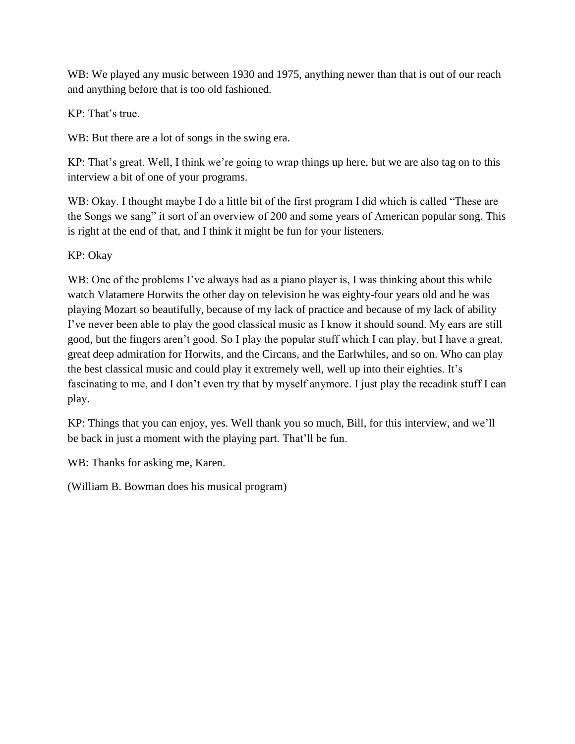WB: We played any music between 1930 and 1975, anything newer than that is out of our reach and anything before that is too old fashioned.

KP: That's true.

WB: But there are a lot of songs in the swing era.

KP: That's great. Well, I think we're going to wrap things up here, but we are also tag on to this interview a bit of one of your programs.

WB: Okay. I thought maybe I do a little bit of the first program I did which is called "These are the Songs we sang" it sort of an overview of 200 and some years of American popular song. This is right at the end of that, and I think it might be fun for your listeners.

KP: Okay

WB: One of the problems I've always had as a piano player is, I was thinking about this while watch Vlatamere Horwits the other day on television he was eighty-four years old and he was playing Mozart so beautifully, because of my lack of practice and because of my lack of ability I've never been able to play the good classical music as I know it should sound. My ears are still good, but the fingers aren't good. So I play the popular stuff which I can play, but I have a great, great deep admiration for Horwits, and the Circans, and the Earlwhiles, and so on. Who can play the best classical music and could play it extremely well, well up into their eighties. It's fascinating to me, and I don't even try that by myself anymore. I just play the recadink stuff I can play.

KP: Things that you can enjoy, yes. Well thank you so much, Bill, for this interview, and we'll be back in just a moment with the playing part. That'll be fun.

WB: Thanks for asking me, Karen.

(William B. Bowman does his musical program)